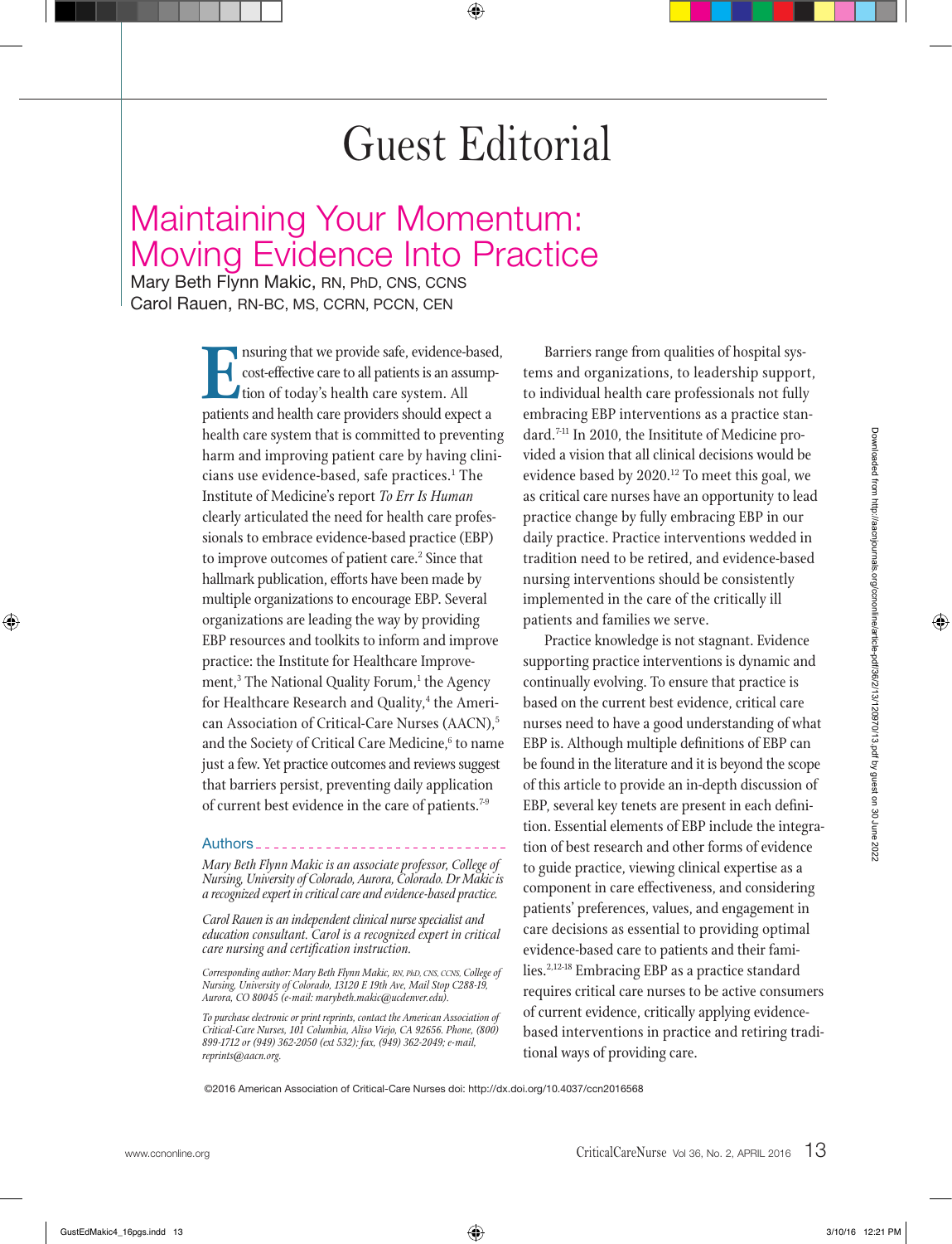# Guest Editorial

## Maintaining Your Momentum: Moving Evidence Into Practice

Mary Beth Flynn Makic, RN, PhD, CNS, CCNS
Carol Rauen, RN-BC, MS, CCRN, PCCN, CEN

Ensuring that we provide safe, evidence-based, cost-effective care to all patients is an assumption of today's health care system. All patients and health care providers should expect a health care system that is committed to preventing harm and improving patient care by having clinicians use evidence-based, safe practices.[1] The Institute of Medicine's report *To Err Is Human* clearly articulated the need for health care professionals to embrace evidence-based practice (EBP) to improve outcomes of patient care.[2] Since that hallmark publication, efforts have been made by multiple organizations to encourage EBP. Several organizations are leading the way by providing EBP resources and toolkits to inform and improve practice: the Institute for Healthcare Improvement,[3] The National Quality Forum,[1] the Agency for Healthcare Research and Quality,[4] the American Association of Critical-Care Nurses (AACN),[5] and the Society of Critical Care Medicine,[6] to name just a few. Yet practice outcomes and reviews suggest that barriers persist, preventing daily application of current best evidence in the care of patients.[7-9]

Barriers range from qualities of hospital systems and organizations, to leadership support, to individual health care professionals not fully embracing EBP interventions as a practice standard.[7-11] In 2010, the Insititute of Medicine provided a vision that all clinical decisions would be evidence based by 2020.[12] To meet this goal, we as critical care nurses have an opportunity to lead practice change by fully embracing EBP in our daily practice. Practice interventions wedded in tradition need to be retired, and evidence-based nursing interventions should be consistently implemented in the care of the critically ill patients and families we serve.

Practice knowledge is not stagnant. Evidence supporting practice interventions is dynamic and continually evolving. To ensure that practice is based on the current best evidence, critical care nurses need to have a good understanding of what EBP is. Although multiple definitions of EBP can be found in the literature and it is beyond the scope of this article to provide an in-depth discussion of EBP, several key tenets are present in each definition. Essential elements of EBP include the integration of best research and other forms of evidence to guide practice, viewing clinical expertise as a component in care effectiveness, and considering patients' preferences, values, and engagement in care decisions as essential to providing optimal evidence-based care to patients and their families.[2,12-18] Embracing EBP as a practice standard requires critical care nurses to be active consumers of current evidence, critically applying evidence-based interventions in practice and retiring traditional ways of providing care.

### Authors

*Mary Beth Flynn Makic is an associate professor, College of Nursing, University of Colorado, Aurora, Colorado. Dr Makic is a recognized expert in critical care and evidence-based practice.*

*Carol Rauen is an independent clinical nurse specialist and education consultant. Carol is a recognized expert in critical care nursing and certification instruction.*

*Corresponding author: Mary Beth Flynn Makic, RN, PhD, CNS, CCNS, College of Nursing, University of Colorado, 13120 E 19th Ave, Mail Stop C288-19, Aurora, CO 80045 (e-mail: marybeth.makic@ucdenver.edu).*

*To purchase electronic or print reprints, contact the American Association of Critical-Care Nurses, 101 Columbia, Aliso Viejo, CA 92656. Phone, (800) 899-1712 or (949) 362-2050 (ext 532); fax, (949) 362-2049; e-mail, reprints@aacn.org.*

©2016 American Association of Critical-Care Nurses doi: http://dx.doi.org/10.4037/ccn2016568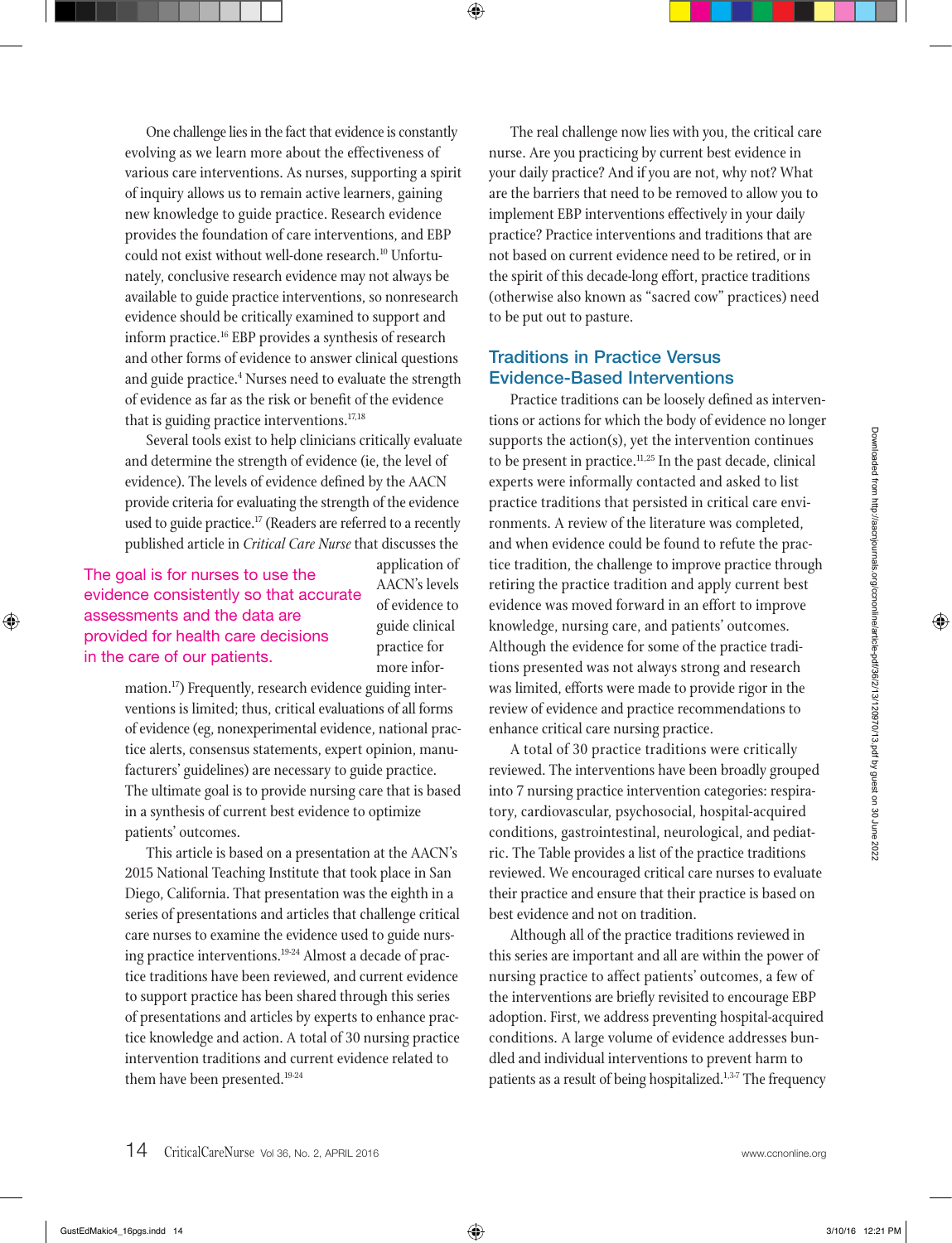One challenge lies in the fact that evidence is constantly evolving as we learn more about the effectiveness of various care interventions. As nurses, supporting a spirit of inquiry allows us to remain active learners, gaining new knowledge to guide practice. Research evidence provides the foundation of care interventions, and EBP could not exist without well-done research.[10] Unfortunately, conclusive research evidence may not always be available to guide practice interventions, so nonresearch evidence should be critically examined to support and inform practice.[16] EBP provides a synthesis of research and other forms of evidence to answer clinical questions and guide practice.[4] Nurses need to evaluate the strength of evidence as far as the risk or benefit of the evidence that is guiding practice interventions.[17,18]

Several tools exist to help clinicians critically evaluate and determine the strength of evidence (ie, the level of evidence). The levels of evidence defined by the AACN provide criteria for evaluating the strength of the evidence used to guide practice.[17] (Readers are referred to a recently published article in *Critical Care Nurse* that discusses the application of AACN's levels of evidence to guide clinical practice for more information.[17]) Frequently, research evidence guiding interventions is limited; thus, critical evaluations of all forms of evidence (eg, nonexperimental evidence, national practice alerts, consensus statements, expert opinion, manufacturers' guidelines) are necessary to guide practice. The ultimate goal is to provide nursing care that is based in a synthesis of current best evidence to optimize patients' outcomes.

The goal is for nurses to use the evidence consistently so that accurate assessments and the data are provided for health care decisions in the care of our patients.

This article is based on a presentation at the AACN's 2015 National Teaching Institute that took place in San Diego, California. That presentation was the eighth in a series of presentations and articles that challenge critical care nurses to examine the evidence used to guide nursing practice interventions.[19-24] Almost a decade of practice traditions have been reviewed, and current evidence to support practice has been shared through this series of presentations and articles by experts to enhance practice knowledge and action. A total of 30 nursing practice intervention traditions and current evidence related to them have been presented.[19-24]

The real challenge now lies with you, the critical care nurse. Are you practicing by current best evidence in your daily practice? And if you are not, why not? What are the barriers that need to be removed to allow you to implement EBP interventions effectively in your daily practice? Practice interventions and traditions that are not based on current evidence need to be retired, or in the spirit of this decade-long effort, practice traditions (otherwise also known as "sacred cow" practices) need to be put out to pasture.

## Traditions in Practice Versus Evidence-Based Interventions

Practice traditions can be loosely defined as interventions or actions for which the body of evidence no longer supports the action(s), yet the intervention continues to be present in practice.[11,25] In the past decade, clinical experts were informally contacted and asked to list practice traditions that persisted in critical care environments. A review of the literature was completed, and when evidence could be found to refute the practice tradition, the challenge to improve practice through retiring the practice tradition and apply current best evidence was moved forward in an effort to improve knowledge, nursing care, and patients' outcomes. Although the evidence for some of the practice traditions presented was not always strong and research was limited, efforts were made to provide rigor in the review of evidence and practice recommendations to enhance critical care nursing practice.

A total of 30 practice traditions were critically reviewed. The interventions have been broadly grouped into 7 nursing practice intervention categories: respiratory, cardiovascular, psychosocial, hospital-acquired conditions, gastrointestinal, neurological, and pediatric. The Table provides a list of the practice traditions reviewed. We encouraged critical care nurses to evaluate their practice and ensure that their practice is based on best evidence and not on tradition.

Although all of the practice traditions reviewed in this series are important and all are within the power of nursing practice to affect patients' outcomes, a few of the interventions are briefly revisited to encourage EBP adoption. First, we address preventing hospital-acquired conditions. A large volume of evidence addresses bundled and individual interventions to prevent harm to patients as a result of being hospitalized.[1,3-7] The frequency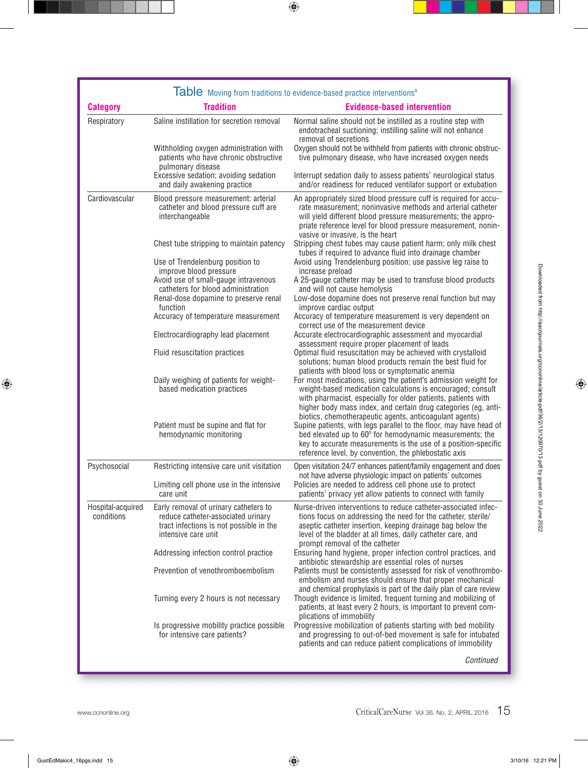**Table** Moving from traditions to evidence-based practice interventions[a]

| Category | Tradition | Evidence-based intervention |
|---|---|---|
| Respiratory | Saline instillation for secretion removal | Normal saline should not be instilled as a routine step with endotracheal suctioning; instilling saline will not enhance removal of secretions |
| | Withholding oxygen administration with patients who have chronic obstructive pulmonary disease | Oxygen should not be withheld from patients with chronic obstructive pulmonary disease, who have increased oxygen needs |
| | Excessive sedation; avoiding sedation and daily awakening practice | Interrupt sedation daily to assess patients' neurological status and/or readiness for reduced ventilator support or extubation |
| Cardiovascular | Blood pressure measurement: arterial catheter and blood pressure cuff are interchangeable | An appropriately sized blood pressure cuff is required for accurate measurement; noninvasive methods and arterial catheter will yield different blood pressure measurements; the appropriate reference level for blood pressure measurement, noninvasive or invasive, is the heart |
| | Chest tube stripping to maintain patency | Stripping chest tubes may cause patient harm; only milk chest tubes if required to advance fluid into drainage chamber |
| | Use of Trendelenburg position to improve blood pressure | Avoid using Trendelenburg position; use passive leg raise to increase preload |
| | Avoid use of small-gauge intravenous catheters for blood administration | A 25-gauge catheter may be used to transfuse blood products and will not cause hemolysis |
| | Renal-dose dopamine to preserve renal function | Low-dose dopamine does not preserve renal function but may improve cardiac output |
| | Accuracy of temperature measurement | Accuracy of temperature measurement is very dependent on correct use of the measurement device |
| | Electrocardiography lead placement | Accurate electrocardiographic assessment and myocardial assessment require proper placement of leads |
| | Fluid resuscitation practices | Optimal fluid resuscitation may be achieved with crystalloid solutions; human blood products remain the best fluid for patients with blood loss or symptomatic anemia |
| | Daily weighing of patients for weight-based medication practices | For most medications, using the patient's admission weight for weight-based medication calculations is encouraged; consult with pharmacist, especially for older patients, patients with higher body mass index, and certain drug categories (eg, antibiotics, chemotherapeutic agents, anticoagulant agents) |
| | Patient must be supine and flat for hemodynamic monitoring | Supine patients, with legs parallel to the floor, may have head of bed elevated up to 60° for hemodynamic measurements; the key to accurate measurements is the use of a position-specific reference level, by convention, the phlebostatic axis |
| Psychosocial | Restricting intensive care unit visitation | Open visitation 24/7 enhances patient/family engagement and does not have adverse physiologic impact on patients' outcomes |
| | Limiting cell phone use in the intensive care unit | Policies are needed to address cell phone use to protect patients' privacy yet allow patients to connect with family |
| Hospital-acquired conditions | Early removal of urinary catheters to reduce catheter-associated urinary tract infections is not possible in the intensive care unit | Nurse-driven interventions to reduce catheter-associated infections focus on addressing the need for the catheter, sterile/aseptic catheter insertion, keeping drainage bag below the level of the bladder at all times, daily catheter care, and prompt removal of the catheter |
| | Addressing infection control practice | Ensuring hand hygiene, proper infection control practices, and antibiotic stewardship are essential roles of nurses |
| | Prevention of venothromboembolism | Patients must be consistently assessed for risk of venothromboembolism and nurses should ensure that proper mechanical and chemical prophylaxis is part of the daily plan of care review |
| | Turning every 2 hours is not necessary | Though evidence is limited, frequent turning and mobilizing of patients, at least every 2 hours, is important to prevent complications of immobility |
| | Is progressive mobility practice possible for intensive care patients? | Progressive mobilization of patients starting with bed mobility and progressing to out-of-bed movement is safe for intubated patients and can reduce patient complications of immobility |

*Continued*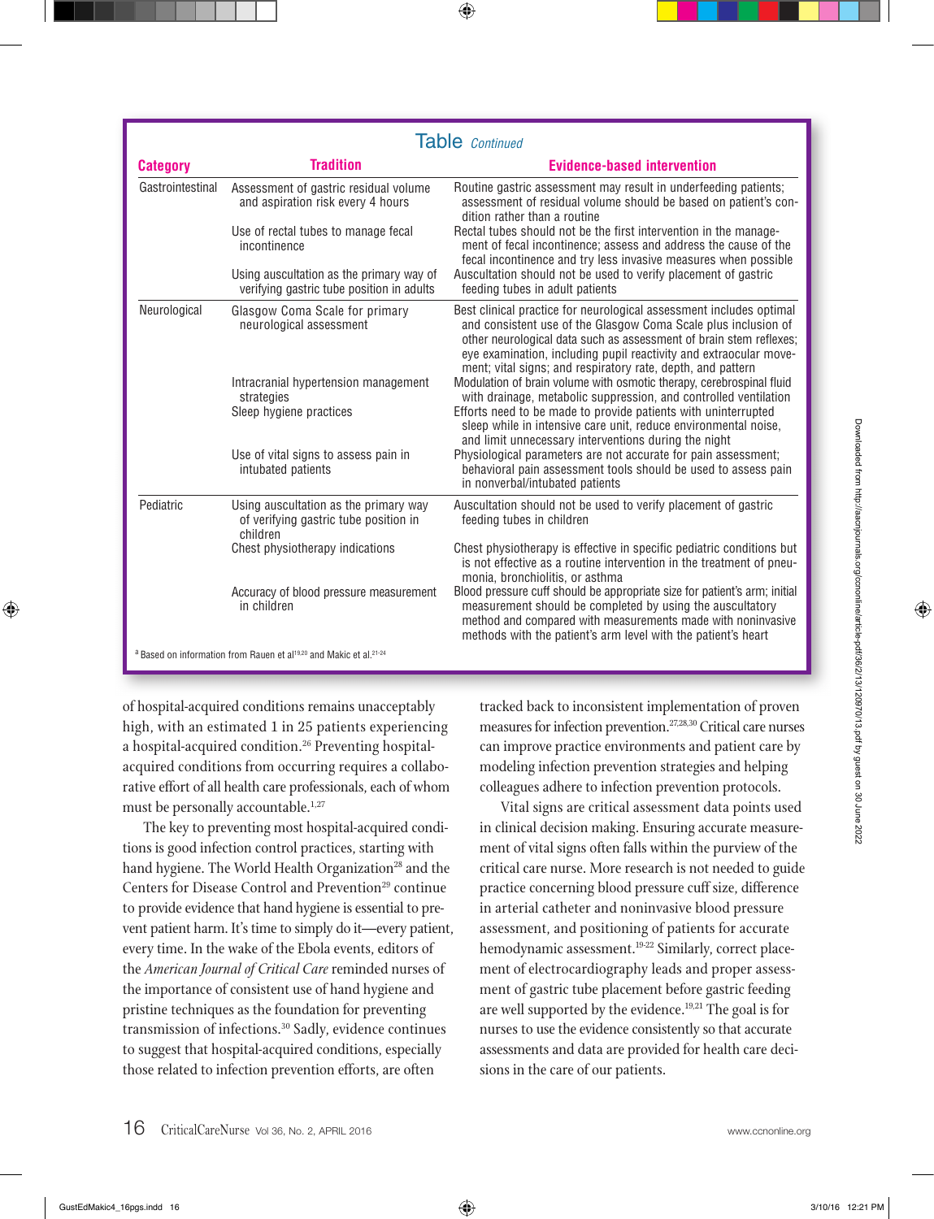**Table** *Continued*

| Category | Tradition | Evidence-based intervention |
|---|---|---|
| Gastrointestinal | Assessment of gastric residual volume and aspiration risk every 4 hours | Routine gastric assessment may result in underfeeding patients; assessment of residual volume should be based on patient's condition rather than a routine |
| | Use of rectal tubes to manage fecal incontinence | Rectal tubes should not be the first intervention in the management of fecal incontinence; assess and address the cause of the fecal incontinence and try less invasive measures when possible |
| | Using auscultation as the primary way of verifying gastric tube position in adults | Auscultation should not be used to verify placement of gastric feeding tubes in adult patients |
| Neurological | Glasgow Coma Scale for primary neurological assessment | Best clinical practice for neurological assessment includes optimal and consistent use of the Glasgow Coma Scale plus inclusion of other neurological data such as assessment of brain stem reflexes; eye examination, including pupil reactivity and extraocular movement; vital signs; and respiratory rate, depth, and pattern |
| | Intracranial hypertension management strategies | Modulation of brain volume with osmotic therapy, cerebrospinal fluid with drainage, metabolic suppression, and controlled ventilation |
| | Sleep hygiene practices | Efforts need to be made to provide patients with uninterrupted sleep while in intensive care unit, reduce environmental noise, and limit unnecessary interventions during the night |
| | Use of vital signs to assess pain in intubated patients | Physiological parameters are not accurate for pain assessment; behavioral pain assessment tools should be used to assess pain in nonverbal/intubated patients |
| Pediatric | Using auscultation as the primary way of verifying gastric tube position in children | Auscultation should not be used to verify placement of gastric feeding tubes in children |
| | Chest physiotherapy indications | Chest physiotherapy is effective in specific pediatric conditions but is not effective as a routine intervention in the treatment of pneumonia, bronchiolitis, or asthma |
| | Accuracy of blood pressure measurement in children | Blood pressure cuff should be appropriate size for patient's arm; initial measurement should be completed by using the auscultatory method and compared with measurements made with noninvasive methods with the patient's arm level with the patient's heart |

[a] Based on information from Rauen et al[19,20] and Makic et al.[21-24]

of hospital-acquired conditions remains unacceptably high, with an estimated 1 in 25 patients experiencing a hospital-acquired condition.[26] Preventing hospital-acquired conditions from occurring requires a collaborative effort of all health care professionals, each of whom must be personally accountable.[1,27]

The key to preventing most hospital-acquired conditions is good infection control practices, starting with hand hygiene. The World Health Organization[28] and the Centers for Disease Control and Prevention[29] continue to provide evidence that hand hygiene is essential to prevent patient harm. It's time to simply do it—every patient, every time. In the wake of the Ebola events, editors of the *American Journal of Critical Care* reminded nurses of the importance of consistent use of hand hygiene and pristine techniques as the foundation for preventing transmission of infections.[30] Sadly, evidence continues to suggest that hospital-acquired conditions, especially those related to infection prevention efforts, are often tracked back to inconsistent implementation of proven measures for infection prevention.[27,28,30] Critical care nurses can improve practice environments and patient care by modeling infection prevention strategies and helping colleagues adhere to infection prevention protocols.

Vital signs are critical assessment data points used in clinical decision making. Ensuring accurate measurement of vital signs often falls within the purview of the critical care nurse. More research is not needed to guide practice concerning blood pressure cuff size, difference in arterial catheter and noninvasive blood pressure assessment, and positioning of patients for accurate hemodynamic assessment.[19-22] Similarly, correct placement of electrocardiography leads and proper assessment of gastric tube placement before gastric feeding are well supported by the evidence.[19,21] The goal is for nurses to use the evidence consistently so that accurate assessments and data are provided for health care decisions in the care of our patients.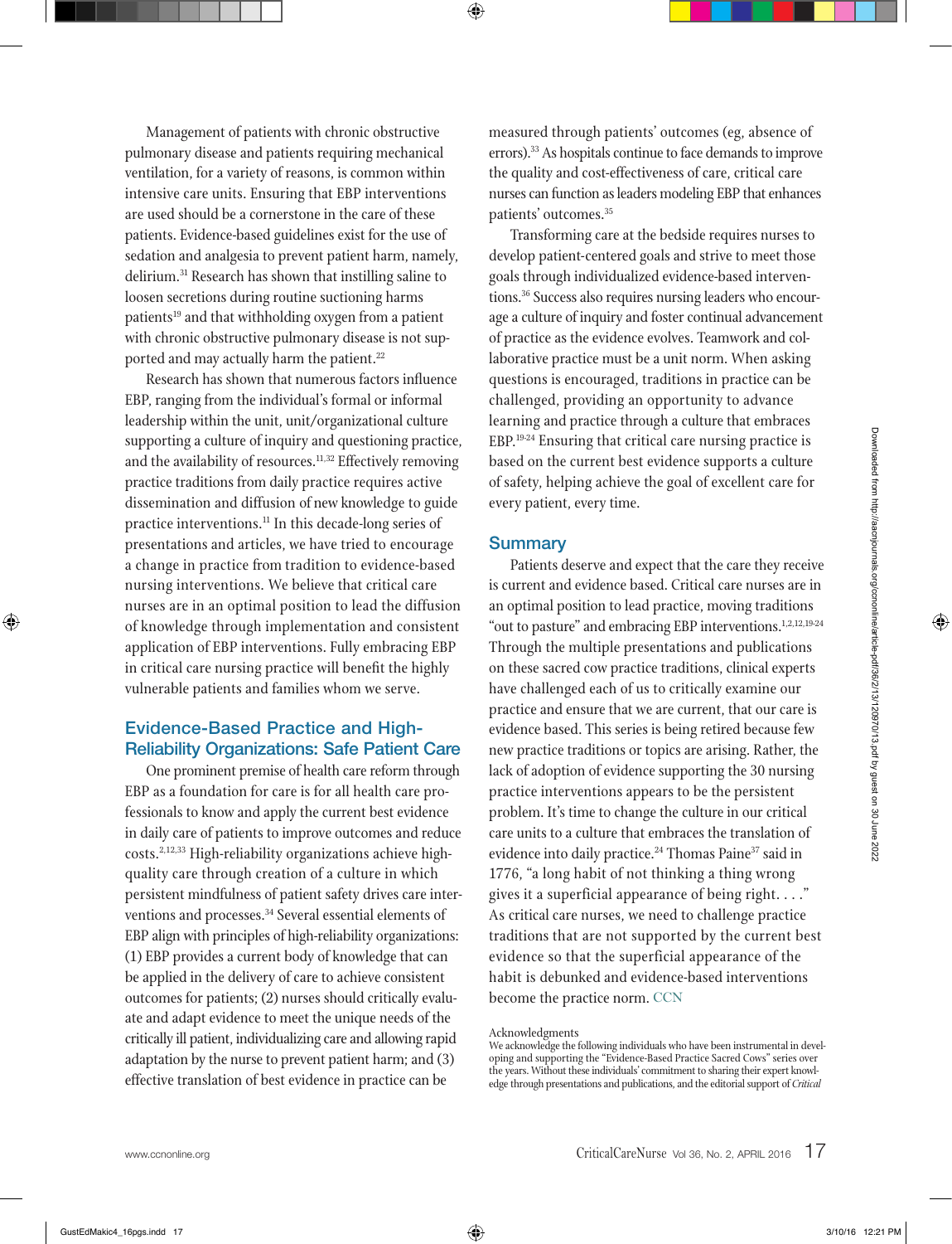Management of patients with chronic obstructive pulmonary disease and patients requiring mechanical ventilation, for a variety of reasons, is common within intensive care units. Ensuring that EBP interventions are used should be a cornerstone in the care of these patients. Evidence-based guidelines exist for the use of sedation and analgesia to prevent patient harm, namely, delirium.[31] Research has shown that instilling saline to loosen secretions during routine suctioning harms patients[19] and that withholding oxygen from a patient with chronic obstructive pulmonary disease is not supported and may actually harm the patient.[22]

Research has shown that numerous factors influence EBP, ranging from the individual's formal or informal leadership within the unit, unit/organizational culture supporting a culture of inquiry and questioning practice, and the availability of resources.[11,32] Effectively removing practice traditions from daily practice requires active dissemination and diffusion of new knowledge to guide practice interventions.[11] In this decade-long series of presentations and articles, we have tried to encourage a change in practice from tradition to evidence-based nursing interventions. We believe that critical care nurses are in an optimal position to lead the diffusion of knowledge through implementation and consistent application of EBP interventions. Fully embracing EBP in critical care nursing practice will benefit the highly vulnerable patients and families whom we serve.

## Evidence-Based Practice and High-Reliability Organizations: Safe Patient Care

One prominent premise of health care reform through EBP as a foundation for care is for all health care professionals to know and apply the current best evidence in daily care of patients to improve outcomes and reduce costs.[2,12,33] High-reliability organizations achieve high-quality care through creation of a culture in which persistent mindfulness of patient safety drives care interventions and processes.[34] Several essential elements of EBP align with principles of high-reliability organizations: (1) EBP provides a current body of knowledge that can be applied in the delivery of care to achieve consistent outcomes for patients; (2) nurses should critically evaluate and adapt evidence to meet the unique needs of the critically ill patient, individualizing care and allowing rapid adaptation by the nurse to prevent patient harm; and (3) effective translation of best evidence in practice can be measured through patients' outcomes (eg, absence of errors).[33] As hospitals continue to face demands to improve the quality and cost-effectiveness of care, critical care nurses can function as leaders modeling EBP that enhances patients' outcomes.[35]

Transforming care at the bedside requires nurses to develop patient-centered goals and strive to meet those goals through individualized evidence-based interventions.[36] Success also requires nursing leaders who encourage a culture of inquiry and foster continual advancement of practice as the evidence evolves. Teamwork and collaborative practice must be a unit norm. When asking questions is encouraged, traditions in practice can be challenged, providing an opportunity to advance learning and practice through a culture that embraces EBP.[19-24] Ensuring that critical care nursing practice is based on the current best evidence supports a culture of safety, helping achieve the goal of excellent care for every patient, every time.

## Summary

Patients deserve and expect that the care they receive is current and evidence based. Critical care nurses are in an optimal position to lead practice, moving traditions "out to pasture" and embracing EBP interventions.[1,2,12,19-24] Through the multiple presentations and publications on these sacred cow practice traditions, clinical experts have challenged each of us to critically examine our practice and ensure that we are current, that our care is evidence based. This series is being retired because few new practice traditions or topics are arising. Rather, the lack of adoption of evidence supporting the 30 nursing practice interventions appears to be the persistent problem. It's time to change the culture in our critical care units to a culture that embraces the translation of evidence into daily practice.[24] Thomas Paine[37] said in 1776, "a long habit of not thinking a thing wrong gives it a superficial appearance of being right. . . ." As critical care nurses, we need to challenge practice traditions that are not supported by the current best evidence so that the superficial appearance of the habit is debunked and evidence-based interventions become the practice norm. CCN

Acknowledgments

We acknowledge the following individuals who have been instrumental in developing and supporting the "Evidence-Based Practice Sacred Cows" series over the years. Without these individuals' commitment to sharing their expert knowledge through presentations and publications, and the editorial support of *Critical*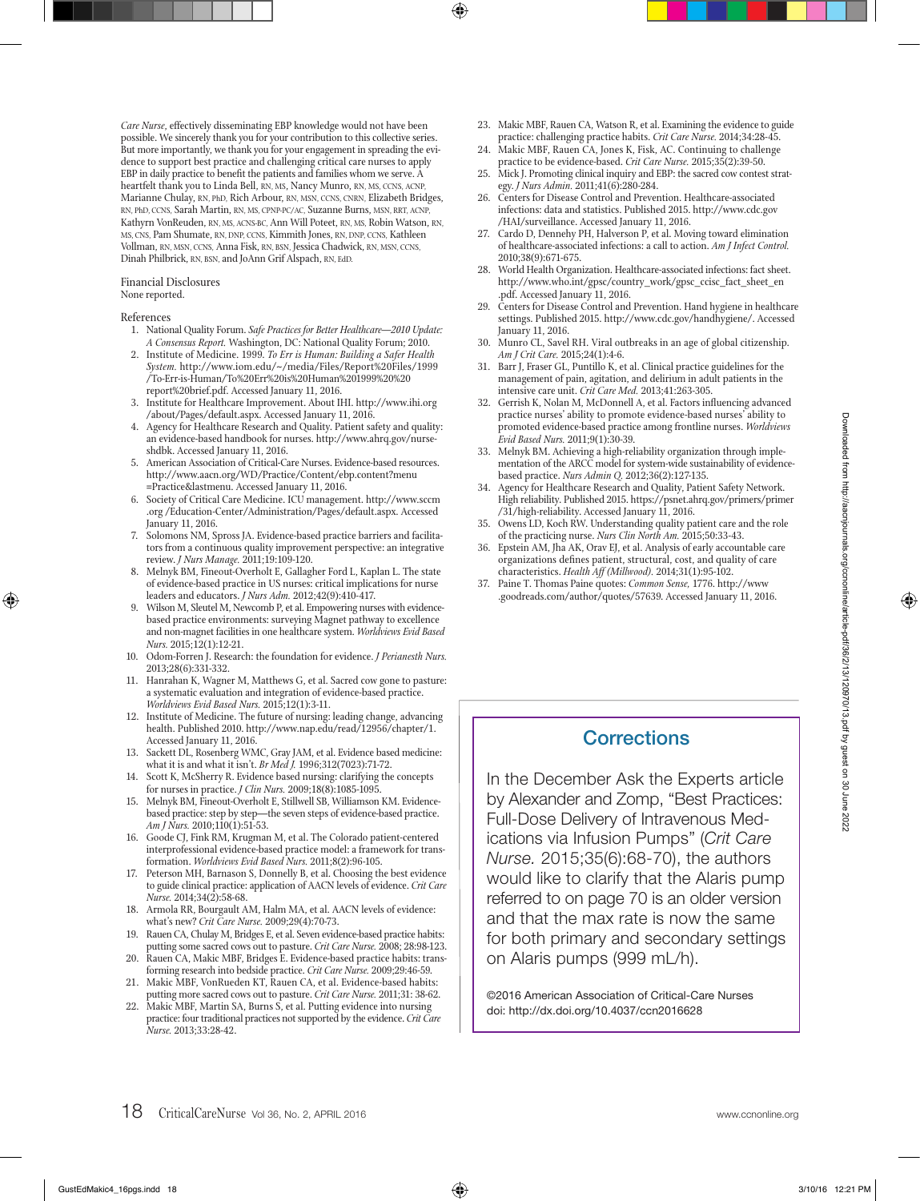*Care Nurse*, effectively disseminating EBP knowledge would not have been possible. We sincerely thank you for your contribution to this collective series. But more importantly, we thank you for your engagement in spreading the evidence to support best practice and challenging critical care nurses to apply EBP in daily practice to benefit the patients and families whom we serve. A heartfelt thank you to Linda Bell, RN, MS, Nancy Munro, RN, MS, CCNS, ACNP, Marianne Chulay, RN, PhD, Rich Arbour, RN, MSN, CCNS, CNRN, Elizabeth Bridges, RN, PhD, CCNS, Sarah Martin, RN, MS, CPNP-PC/AC, Suzanne Burns, MSN, RRT, ACNP, Kathryn VonReuden, RN, MS, ACNS-BC, Ann Will Poteet, RN, MS, Robin Watson, RN, MS, CNS, Pam Shumate, RN, DNP, CCNS, Kimmith Jones, RN, DNP, CCNS, Kathleen Vollman, RN, MSN, CCNS, Anna Fisk, RN, BSN, Jessica Chadwick, RN, MSN, CCNS, Dinah Philbrick, RN, BSN, and JoAnn Grif Alspach, RN, EdD.

## Financial Disclosures

None reported.

## References

1. National Quality Forum. *Safe Practices for Better Healthcare—2010 Update: A Consensus Report.* Washington, DC: National Quality Forum; 2010.
2. Institute of Medicine. 1999. *To Err is Human: Building a Safer Health System.* http://www.iom.edu/~/media/Files/Report%20Files/1999/To-Err-is-Human/To%20Err%20is%20Human%201999%20%20report%20brief.pdf. Accessed January 11, 2016.
3. Institute for Healthcare Improvement. About IHI. http://www.ihi.org/about/Pages/default.aspx. Accessed January 11, 2016.
4. Agency for Healthcare Research and Quality. Patient safety and quality: an evidence-based handbook for nurses. http://www.ahrq.gov/nurseshdbk. Accessed January 11, 2016.
5. American Association of Critical-Care Nurses. Evidence-based resources. http://www.aacn.org/WD/Practice/Content/ebp.content?menu=Practice&lastmenu. Accessed January 11, 2016.
6. Society of Critical Care Medicine. ICU management. http://www.sccm.org/Education-Center/Administration/Pages/default.aspx. Accessed January 11, 2016.
7. Solomons NM, Spross JA. Evidence-based practice barriers and facilitators from a continuous quality improvement perspective: an integrative review. *J Nurs Manage.* 2011;19:109-120.
8. Melnyk BM, Fineout-Overholt E, Gallagher Ford L, Kaplan L. The state of evidence-based practice in US nurses: critical implications for nurse leaders and educators. *J Nurs Adm.* 2012;42(9):410-417.
9. Wilson M, Sleutel M, Newcomb P, et al. Empowering nurses with evidence-based practice environments: surveying Magnet pathway to excellence and non-magnet facilities in one healthcare system. *Worldviews Evid Based Nurs.* 2015;12(1):12-21.
10. Odom-Forren J. Research: the foundation for evidence. *J Perianesth Nurs.* 2013;28(6):331-332.
11. Hanrahan K, Wagner M, Matthews G, et al. Sacred cow gone to pasture: a systematic evaluation and integration of evidence-based practice. *Worldviews Evid Based Nurs.* 2015;12(1):3-11.
12. Institute of Medicine. The future of nursing: leading change, advancing health. Published 2010. http://www.nap.edu/read/12956/chapter/1. Accessed January 11, 2016.
13. Sackett DL, Rosenberg WMC, Gray JAM, et al. Evidence based medicine: what it is and what it isn't. *Br Med J.* 1996;312(7023):71-72.
14. Scott K, McSherry R. Evidence based nursing: clarifying the concepts for nurses in practice. *J Clin Nurs.* 2009;18(8):1085-1095.
15. Melnyk BM, Fineout-Overholt E, Stillwell SB, Williamson KM. Evidence-based practice: step by step—the seven steps of evidence-based practice. *Am J Nurs.* 2010;110(1):51-53.
16. Goode CJ, Fink RM, Krugman M, et al. The Colorado patient-centered interprofessional evidence-based practice model: a framework for transformation. *Worldviews Evid Based Nurs.* 2011;8(2):96-105.
17. Peterson MH, Barnason S, Donnelly B, et al. Choosing the best evidence to guide clinical practice: application of AACN levels of evidence. *Crit Care Nurse.* 2014;34(2):58-68.
18. Armola RR, Bourgault AM, Halm MA, et al. AACN levels of evidence: what's new? *Crit Care Nurse.* 2009;29(4):70-73.
19. Rauen CA, Chulay M, Bridges E, et al. Seven evidence-based practice habits: putting some sacred cows out to pasture. *Crit Care Nurse.* 2008; 28:98-123.
20. Rauen CA, Makic MBF, Bridges E. Evidence-based practice habits: transforming research into bedside practice. *Crit Care Nurse.* 2009;29:46-59.
21. Makic MBF, VonRueden KT, Rauen CA, et al. Evidence-based habits: putting more sacred cows out to pasture. *Crit Care Nurse.* 2011;31: 38-62.
22. Makic MBF, Martin SA, Burns S, et al. Putting evidence into nursing practice: four traditional practices not supported by the evidence. *Crit Care Nurse.* 2013;33:28-42.
23. Makic MBF, Rauen CA, Watson R, et al. Examining the evidence to guide practice: challenging practice habits. *Crit Care Nurse.* 2014;34:28-45.
24. Makic MBF, Rauen CA, Jones K, Fisk, AC. Continuing to challenge practice to be evidence-based. *Crit Care Nurse.* 2015;35(2):39-50.
25. Mick J. Promoting clinical inquiry and EBP: the sacred cow contest strategy. *J Nurs Admin.* 2011;41(6):280-284.
26. Centers for Disease Control and Prevention. Healthcare-associated infections: data and statistics. Published 2015. http://www.cdc.gov/HAI/surveillance. Accessed January 11, 2016.
27. Cardo D, Dennehy PH, Halverson P, et al. Moving toward elimination of healthcare-associated infections: a call to action. *Am J Infect Control.* 2010;38(9):671-675.
28. World Health Organization. Healthcare-associated infections: fact sheet. http://www.who.int/gpsc/country_work/gpsc_ccisc_fact_sheet_en.pdf. Accessed January 11, 2016.
29. Centers for Disease Control and Prevention. Hand hygiene in healthcare settings. Published 2015. http://www.cdc.gov/handhygiene/. Accessed January 11, 2016.
30. Munro CL, Savel RH. Viral outbreaks in an age of global citizenship. *Am J Crit Care.* 2015;24(1):4-6.
31. Barr J, Fraser GL, Puntillo K, et al. Clinical practice guidelines for the management of pain, agitation, and delirium in adult patients in the intensive care unit. *Crit Care Med.* 2013;41:263-305.
32. Gerrish K, Nolan M, McDonnell A, et al. Factors influencing advanced practice nurses' ability to promote evidence-based nurses' ability to promoted evidence-based practice among frontline nurses. *Worldviews Evid Based Nurs.* 2011;9(1):30-39.
33. Melnyk BM. Achieving a high-reliability organization through implementation of the ARCC model for system-wide sustainability of evidence-based practice. *Nurs Admin Q.* 2012;36(2):127-135.
34. Agency for Healthcare Research and Quality, Patient Safety Network. High reliability. Published 2015. https://psnet.ahrq.gov/primers/primer/31/high-reliability. Accessed January 11, 2016.
35. Owens LD, Koch RW. Understanding quality patient care and the role of the practicing nurse. *Nurs Clin North Am.* 2015;50:33-43.
36. Epstein AM, Jha AK, Orav EJ, et al. Analysis of early accountable care organizations defines patient, structural, cost, and quality of care characteristics. *Health Aff (Millwood).* 2014;31(1):95-102.
37. Paine T. Thomas Paine quotes: *Common Sense,* 1776. http://www.goodreads.com/author/quotes/57639. Accessed January 11, 2016.

## Corrections

In the December Ask the Experts article by Alexander and Zomp, "Best Practices: Full-Dose Delivery of Intravenous Medications via Infusion Pumps" (*Crit Care Nurse.* 2015;35(6):68-70), the authors would like to clarify that the Alaris pump referred to on page 70 is an older version and that the max rate is now the same for both primary and secondary settings on Alaris pumps (999 mL/h).

©2016 American Association of Critical-Care Nurses
doi: http://dx.doi.org/10.4037/ccn2016628